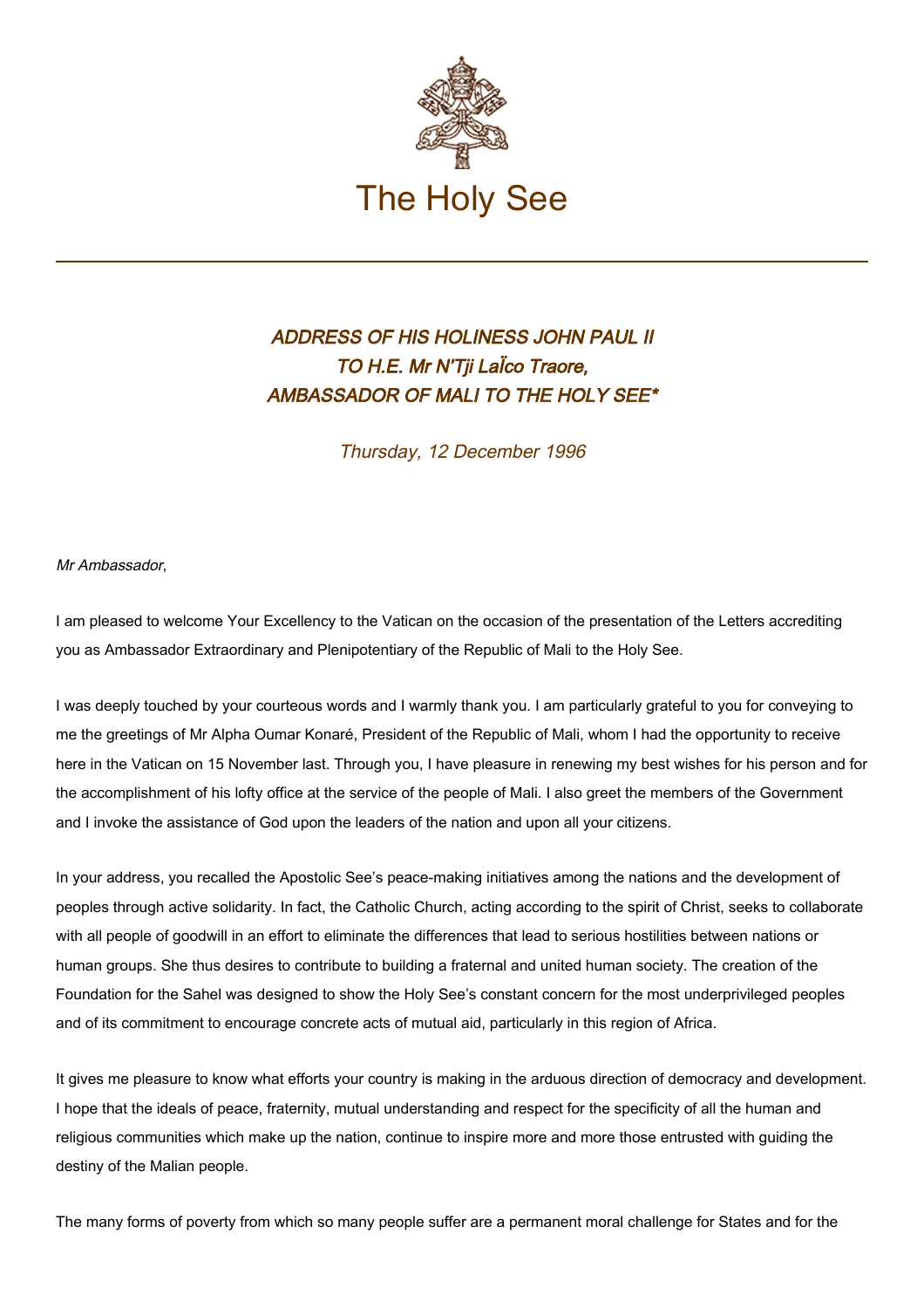# The Holy See

### *ADDRESS OF HIS HOLINESS JOHN PAUL II TO H.E. Mr N'Tji LaÏco Traore, AMBASSADOR OF MALI TO THE HOLY SEE**

*Thursday, 12 December 1996*

*Mr Ambassador*,

I am pleased to welcome Your Excellency to the Vatican on the occasion of the presentation of the Letters accrediting you as Ambassador Extraordinary and Plenipotentiary of the Republic of Mali to the Holy See.

I was deeply touched by your courteous words and I warmly thank you. I am particularly grateful to you for conveying to me the greetings of Mr Alpha Oumar Konaré, President of the Republic of Mali, whom I had the opportunity to receive here in the Vatican on 15 November last. Through you, I have pleasure in renewing my best wishes for his person and for the accomplishment of his lofty office at the service of the people of Mali. I also greet the members of the Government and I invoke the assistance of God upon the leaders of the nation and upon all your citizens.

In your address, you recalled the Apostolic See's peace-making initiatives among the nations and the development of peoples through active solidarity. In fact, the Catholic Church, acting according to the spirit of Christ, seeks to collaborate with all people of goodwill in an effort to eliminate the differences that lead to serious hostilities between nations or human groups. She thus desires to contribute to building a fraternal and united human society. The creation of the Foundation for the Sahel was designed to show the Holy See's constant concern for the most underprivileged peoples and of its commitment to encourage concrete acts of mutual aid, particularly in this region of Africa.

It gives me pleasure to know what efforts your country is making in the arduous direction of democracy and development. I hope that the ideals of peace, fraternity, mutual understanding and respect for the specificity of all the human and religious communities which make up the nation, continue to inspire more and more those entrusted with guiding the destiny of the Malian people.

The many forms of poverty from which so many people suffer are a permanent moral challenge for States and for the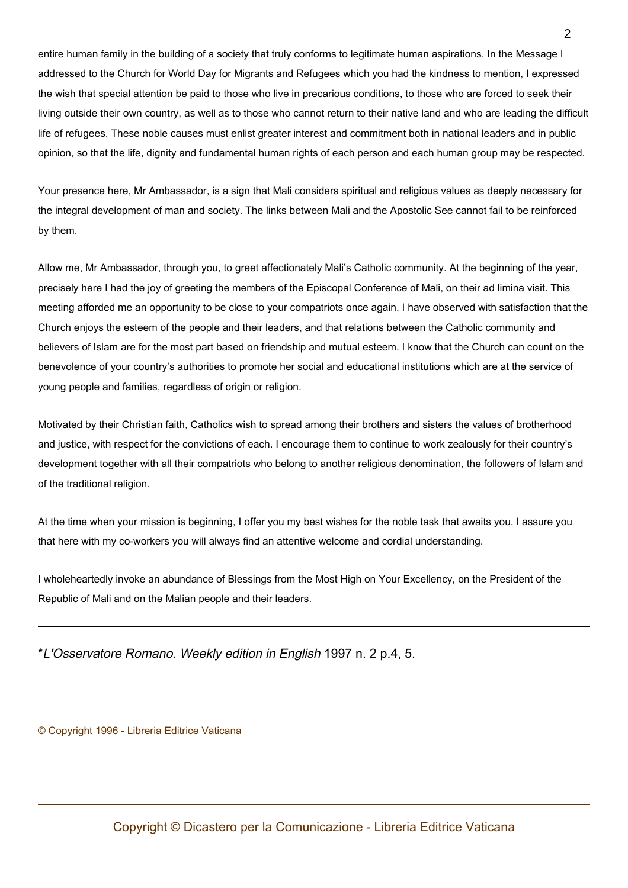entire human family in the building of a society that truly conforms to legitimate human aspirations. In the Message I addressed to the Church for World Day for Migrants and Refugees which you had the kindness to mention, I expressed the wish that special attention be paid to those who live in precarious conditions, to those who are forced to seek their living outside their own country, as well as to those who cannot return to their native land and who are leading the difficult life of refugees. These noble causes must enlist greater interest and commitment both in national leaders and in public opinion, so that the life, dignity and fundamental human rights of each person and each human group may be respected.

Your presence here, Mr Ambassador, is a sign that Mali considers spiritual and religious values as deeply necessary for the integral development of man and society. The links between Mali and the Apostolic See cannot fail to be reinforced by them.

Allow me, Mr Ambassador, through you, to greet affectionately Mali's Catholic community. At the beginning of the year, precisely here I had the joy of greeting the members of the Episcopal Conference of Mali, on their ad limina visit. This meeting afforded me an opportunity to be close to your compatriots once again. I have observed with satisfaction that the Church enjoys the esteem of the people and their leaders, and that relations between the Catholic community and believers of Islam are for the most part based on friendship and mutual esteem. I know that the Church can count on the benevolence of your country's authorities to promote her social and educational institutions which are at the service of young people and families, regardless of origin or religion.

Motivated by their Christian faith, Catholics wish to spread among their brothers and sisters the values of brotherhood and justice, with respect for the convictions of each. I encourage them to continue to work zealously for their country's development together with all their compatriots who belong to another religious denomination, the followers of Islam and of the traditional religion.

At the time when your mission is beginning, I offer you my best wishes for the noble task that awaits you. I assure you that here with my co-workers you will always find an attentive welcome and cordial understanding.

I wholeheartedly invoke an abundance of Blessings from the Most High on Your Excellency, on the President of the Republic of Mali and on the Malian people and their leaders.

---

**L'Osservatore Romano. Weekly edition in English* 1997 n. 2 p.4, 5.

© Copyright 1996 - Libreria Editrice Vaticana

Copyright © Dicastero per la Comunicazione - Libreria Editrice Vaticana